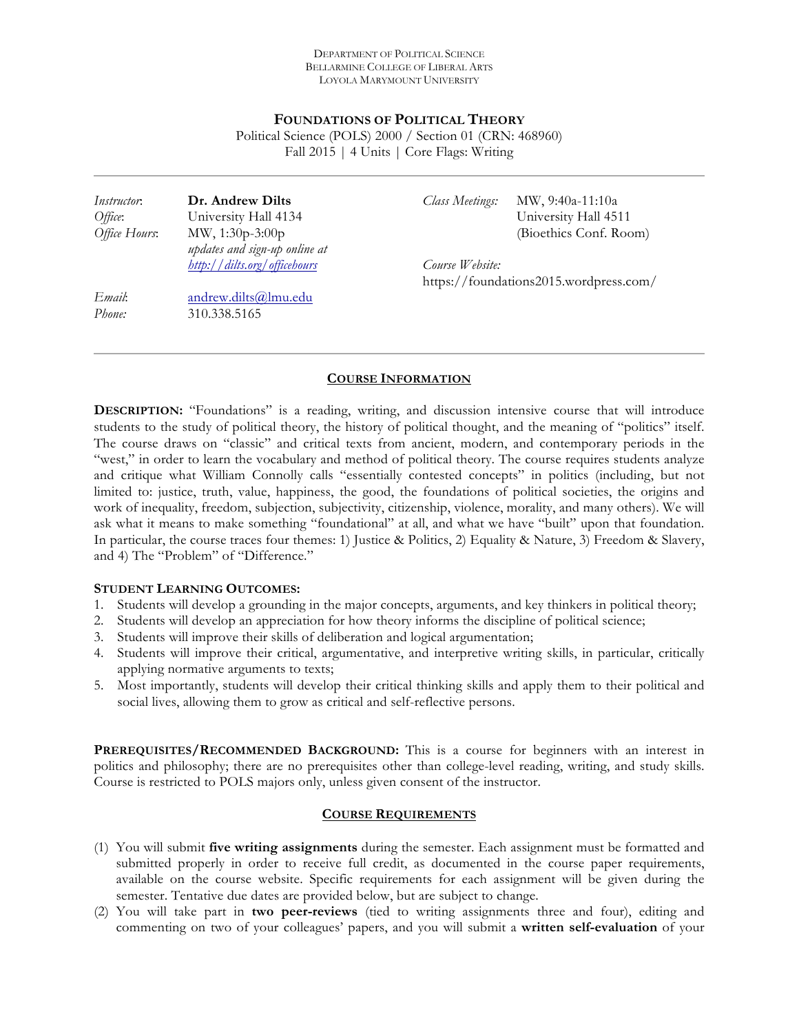DEPARTMENT OF POLITICAL SCIENCE
BELLARMINE COLLEGE OF LIBERAL ARTS
LOYOLA MARYMOUNT UNIVERSITY

# FOUNDATIONS OF POLITICAL THEORY

Political Science (POLS) 2000 / Section 01 (CRN: 468960)
Fall 2015 | 4 Units | Core Flags: Writing

| | | | |
|---|---|---|---|
| *Instructor*: | **Dr. Andrew Dilts** | *Class Meetings:* | MW, 9:40a-11:10a |
| *Office*: | University Hall 4134 | | University Hall 4511 |
| *Office Hours*: | MW, 1:30p-3:00p | | (Bioethics Conf. Room) |
| | *updates and sign-up online at [http://dilts.org/officehours](http://dilts.org/officehours)* | *Course Website:* | https://foundations2015.wordpress.com/ |
| *Email*: | andrew.dilts@lmu.edu | | |
| *Phone:* | 310.338.5165 | | |

## COURSE INFORMATION

**DESCRIPTION:** "Foundations" is a reading, writing, and discussion intensive course that will introduce students to the study of political theory, the history of political thought, and the meaning of "politics" itself. The course draws on "classic" and critical texts from ancient, modern, and contemporary periods in the "west," in order to learn the vocabulary and method of political theory. The course requires students analyze and critique what William Connolly calls "essentially contested concepts" in politics (including, but not limited to: justice, truth, value, happiness, the good, the foundations of political societies, the origins and work of inequality, freedom, subjection, subjectivity, citizenship, violence, morality, and many others). We will ask what it means to make something "foundational" at all, and what we have "built" upon that foundation. In particular, the course traces four themes: 1) Justice & Politics, 2) Equality & Nature, 3) Freedom & Slavery, and 4) The "Problem" of "Difference."

**STUDENT LEARNING OUTCOMES:**

1. Students will develop a grounding in the major concepts, arguments, and key thinkers in political theory;
2. Students will develop an appreciation for how theory informs the discipline of political science;
3. Students will improve their skills of deliberation and logical argumentation;
4. Students will improve their critical, argumentative, and interpretive writing skills, in particular, critically applying normative arguments to texts;
5. Most importantly, students will develop their critical thinking skills and apply them to their political and social lives, allowing them to grow as critical and self-reflective persons.

**PREREQUISITES/RECOMMENDED BACKGROUND:** This is a course for beginners with an interest in politics and philosophy; there are no prerequisites other than college-level reading, writing, and study skills. Course is restricted to POLS majors only, unless given consent of the instructor.

## COURSE REQUIREMENTS

(1) You will submit **five writing assignments** during the semester. Each assignment must be formatted and submitted properly in order to receive full credit, as documented in the course paper requirements, available on the course website. Specific requirements for each assignment will be given during the semester. Tentative due dates are provided below, but are subject to change.

(2) You will take part in **two peer-reviews** (tied to writing assignments three and four), editing and commenting on two of your colleagues' papers, and you will submit a **written self-evaluation** of your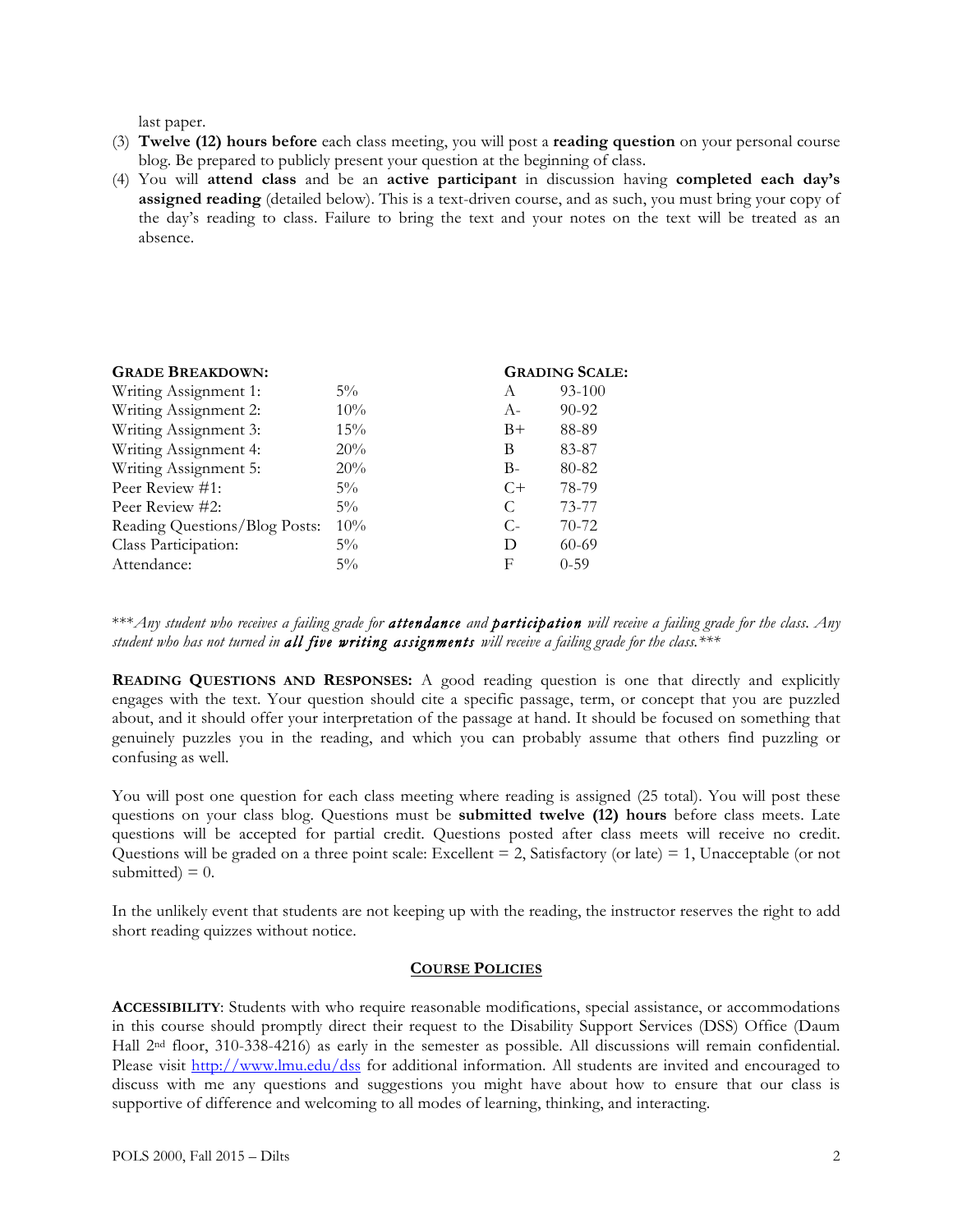last paper.

(3) **Twelve (12) hours before** each class meeting, you will post a **reading question** on your personal course blog. Be prepared to publicly present your question at the beginning of class.

(4) You will **attend class** and be an **active participant** in discussion having **completed each day's assigned reading** (detailed below). This is a text-driven course, and as such, you must bring your copy of the day's reading to class. Failure to bring the text and your notes on the text will be treated as an absence.

| **GRADE BREAKDOWN:** | |
|---|---|
| Writing Assignment 1: | 5% |
| Writing Assignment 2: | 10% |
| Writing Assignment 3: | 15% |
| Writing Assignment 4: | 20% |
| Writing Assignment 5: | 20% |
| Peer Review #1: | 5% |
| Peer Review #2: | 5% |
| Reading Questions/Blog Posts: | 10% |
| Class Participation: | 5% |
| Attendance: | 5% |

| **GRADING SCALE:** | |
|---|---|
| A | 93-100 |
| A- | 90-92 |
| B+ | 88-89 |
| B | 83-87 |
| B- | 80-82 |
| C+ | 78-79 |
| C | 73-77 |
| C- | 70-72 |
| D | 60-69 |
| F | 0-59 |

****Any student who receives a failing grade for* ***attendance*** *and* ***participation*** *will receive a failing grade for the class. Any student who has not turned in* ***all five writing assignments*** *will receive a failing grade for the class.****

**READING QUESTIONS AND RESPONSES:** A good reading question is one that directly and explicitly engages with the text. Your question should cite a specific passage, term, or concept that you are puzzled about, and it should offer your interpretation of the passage at hand. It should be focused on something that genuinely puzzles you in the reading, and which you can probably assume that others find puzzling or confusing as well.

You will post one question for each class meeting where reading is assigned (25 total). You will post these questions on your class blog. Questions must be **submitted twelve (12) hours** before class meets. Late questions will be accepted for partial credit. Questions posted after class meets will receive no credit. Questions will be graded on a three point scale: Excellent = 2, Satisfactory (or late) = 1, Unacceptable (or not submitted) = 0.

In the unlikely event that students are not keeping up with the reading, the instructor reserves the right to add short reading quizzes without notice.

## COURSE POLICIES

**ACCESSIBILITY**: Students with who require reasonable modifications, special assistance, or accommodations in this course should promptly direct their request to the Disability Support Services (DSS) Office (Daum Hall 2nd floor, 310-338-4216) as early in the semester as possible. All discussions will remain confidential. Please visit http://www.lmu.edu/dss for additional information. All students are invited and encouraged to discuss with me any questions and suggestions you might have about how to ensure that our class is supportive of difference and welcoming to all modes of learning, thinking, and interacting.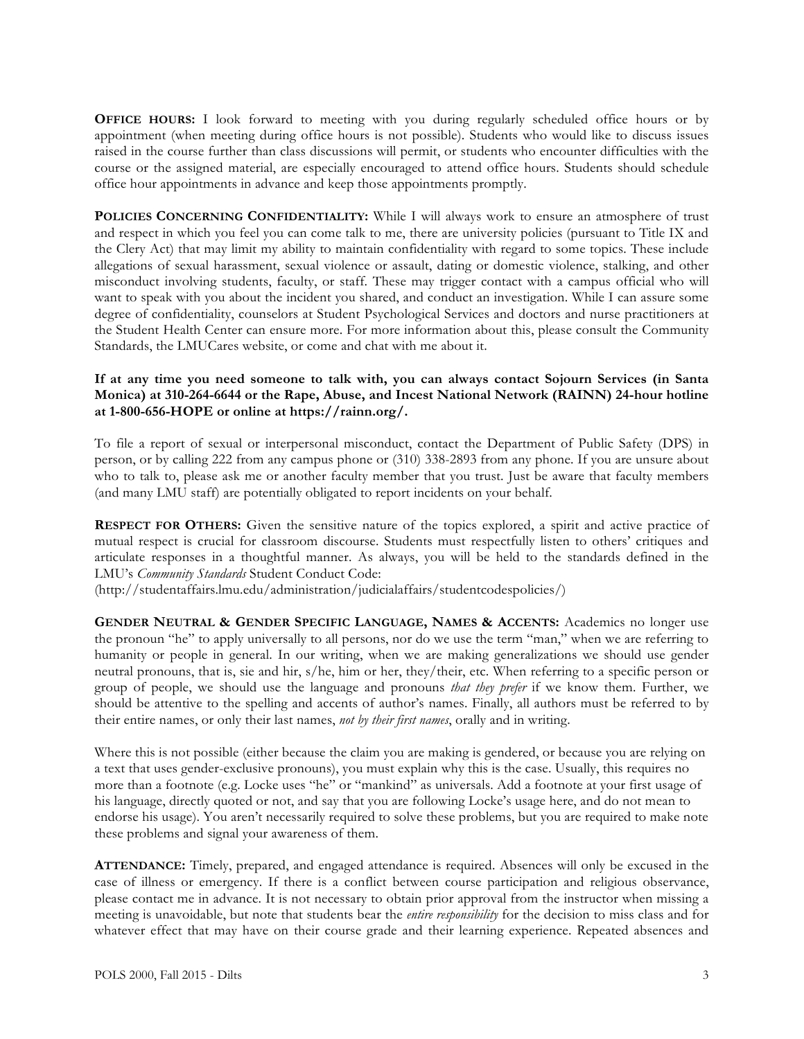**OFFICE HOURS:** I look forward to meeting with you during regularly scheduled office hours or by appointment (when meeting during office hours is not possible). Students who would like to discuss issues raised in the course further than class discussions will permit, or students who encounter difficulties with the course or the assigned material, are especially encouraged to attend office hours. Students should schedule office hour appointments in advance and keep those appointments promptly.

**POLICIES CONCERNING CONFIDENTIALITY:** While I will always work to ensure an atmosphere of trust and respect in which you feel you can come talk to me, there are university policies (pursuant to Title IX and the Clery Act) that may limit my ability to maintain confidentiality with regard to some topics. These include allegations of sexual harassment, sexual violence or assault, dating or domestic violence, stalking, and other misconduct involving students, faculty, or staff. These may trigger contact with a campus official who will want to speak with you about the incident you shared, and conduct an investigation. While I can assure some degree of confidentiality, counselors at Student Psychological Services and doctors and nurse practitioners at the Student Health Center can ensure more. For more information about this, please consult the Community Standards, the LMUCares website, or come and chat with me about it.

**If at any time you need someone to talk with, you can always contact Sojourn Services (in Santa Monica) at 310-264-6644 or the Rape, Abuse, and Incest National Network (RAINN) 24-hour hotline at 1-800-656-HOPE or online at https://rainn.org/.**

To file a report of sexual or interpersonal misconduct, contact the Department of Public Safety (DPS) in person, or by calling 222 from any campus phone or (310) 338-2893 from any phone. If you are unsure about who to talk to, please ask me or another faculty member that you trust. Just be aware that faculty members (and many LMU staff) are potentially obligated to report incidents on your behalf.

**RESPECT FOR OTHERS:** Given the sensitive nature of the topics explored, a spirit and active practice of mutual respect is crucial for classroom discourse. Students must respectfully listen to others' critiques and articulate responses in a thoughtful manner. As always, you will be held to the standards defined in the LMU's *Community Standards* Student Conduct Code:
(http://studentaffairs.lmu.edu/administration/judicialaffairs/studentcodespolicies/)

**GENDER NEUTRAL & GENDER SPECIFIC LANGUAGE, NAMES & ACCENTS:** Academics no longer use the pronoun "he" to apply universally to all persons, nor do we use the term "man," when we are referring to humanity or people in general. In our writing, when we are making generalizations we should use gender neutral pronouns, that is, sie and hir, s/he, him or her, they/their, etc. When referring to a specific person or group of people, we should use the language and pronouns *that they prefer* if we know them. Further, we should be attentive to the spelling and accents of author's names. Finally, all authors must be referred to by their entire names, or only their last names, *not by their first names*, orally and in writing.

Where this is not possible (either because the claim you are making is gendered, or because you are relying on a text that uses gender-exclusive pronouns), you must explain why this is the case. Usually, this requires no more than a footnote (e.g. Locke uses "he" or "mankind" as universals. Add a footnote at your first usage of his language, directly quoted or not, and say that you are following Locke's usage here, and do not mean to endorse his usage). You aren't necessarily required to solve these problems, but you are required to make note these problems and signal your awareness of them.

**ATTENDANCE:** Timely, prepared, and engaged attendance is required. Absences will only be excused in the case of illness or emergency. If there is a conflict between course participation and religious observance, please contact me in advance. It is not necessary to obtain prior approval from the instructor when missing a meeting is unavoidable, but note that students bear the *entire responsibility* for the decision to miss class and for whatever effect that may have on their course grade and their learning experience. Repeated absences and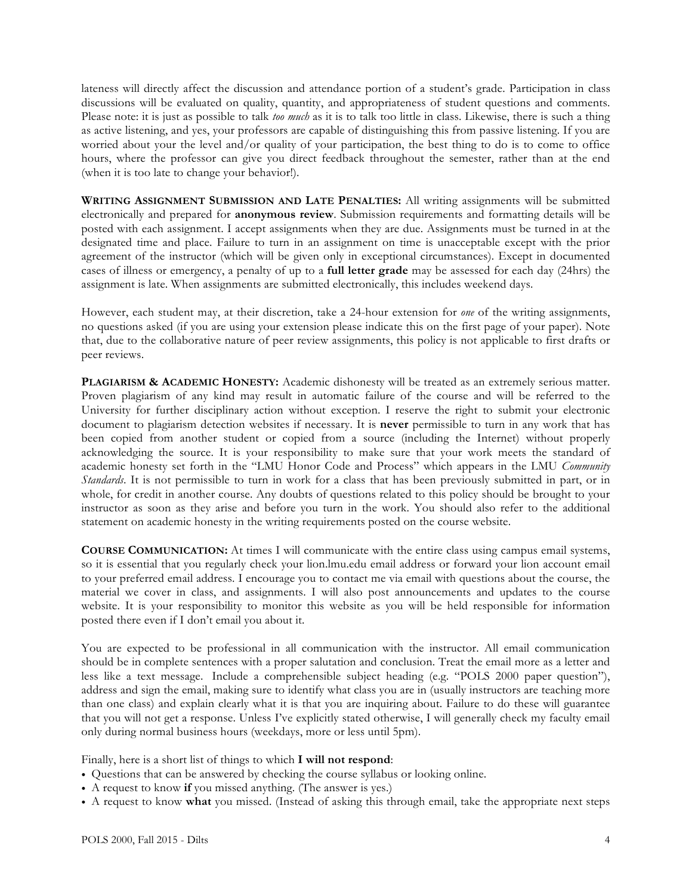lateness will directly affect the discussion and attendance portion of a student's grade. Participation in class discussions will be evaluated on quality, quantity, and appropriateness of student questions and comments. Please note: it is just as possible to talk *too much* as it is to talk too little in class. Likewise, there is such a thing as active listening, and yes, your professors are capable of distinguishing this from passive listening. If you are worried about your the level and/or quality of your participation, the best thing to do is to come to office hours, where the professor can give you direct feedback throughout the semester, rather than at the end (when it is too late to change your behavior!).

**WRITING ASSIGNMENT SUBMISSION AND LATE PENALTIES:** All writing assignments will be submitted electronically and prepared for **anonymous review**. Submission requirements and formatting details will be posted with each assignment. I accept assignments when they are due. Assignments must be turned in at the designated time and place. Failure to turn in an assignment on time is unacceptable except with the prior agreement of the instructor (which will be given only in exceptional circumstances). Except in documented cases of illness or emergency, a penalty of up to a **full letter grade** may be assessed for each day (24hrs) the assignment is late. When assignments are submitted electronically, this includes weekend days.

However, each student may, at their discretion, take a 24-hour extension for *one* of the writing assignments, no questions asked (if you are using your extension please indicate this on the first page of your paper). Note that, due to the collaborative nature of peer review assignments, this policy is not applicable to first drafts or peer reviews.

**PLAGIARISM & ACADEMIC HONESTY:** Academic dishonesty will be treated as an extremely serious matter. Proven plagiarism of any kind may result in automatic failure of the course and will be referred to the University for further disciplinary action without exception. I reserve the right to submit your electronic document to plagiarism detection websites if necessary. It is **never** permissible to turn in any work that has been copied from another student or copied from a source (including the Internet) without properly acknowledging the source. It is your responsibility to make sure that your work meets the standard of academic honesty set forth in the "LMU Honor Code and Process" which appears in the LMU *Community Standards*. It is not permissible to turn in work for a class that has been previously submitted in part, or in whole, for credit in another course. Any doubts of questions related to this policy should be brought to your instructor as soon as they arise and before you turn in the work. You should also refer to the additional statement on academic honesty in the writing requirements posted on the course website.

**COURSE COMMUNICATION:** At times I will communicate with the entire class using campus email systems, so it is essential that you regularly check your lion.lmu.edu email address or forward your lion account email to your preferred email address. I encourage you to contact me via email with questions about the course, the material we cover in class, and assignments. I will also post announcements and updates to the course website. It is your responsibility to monitor this website as you will be held responsible for information posted there even if I don't email you about it.

You are expected to be professional in all communication with the instructor. All email communication should be in complete sentences with a proper salutation and conclusion. Treat the email more as a letter and less like a text message. Include a comprehensible subject heading (e.g. "POLS 2000 paper question"), address and sign the email, making sure to identify what class you are in (usually instructors are teaching more than one class) and explain clearly what it is that you are inquiring about. Failure to do these will guarantee that you will not get a response. Unless I've explicitly stated otherwise, I will generally check my faculty email only during normal business hours (weekdays, more or less until 5pm).

Finally, here is a short list of things to which **I will not respond**:

- Questions that can be answered by checking the course syllabus or looking online.
- A request to know **if** you missed anything. (The answer is yes.)
- A request to know **what** you missed. (Instead of asking this through email, take the appropriate next steps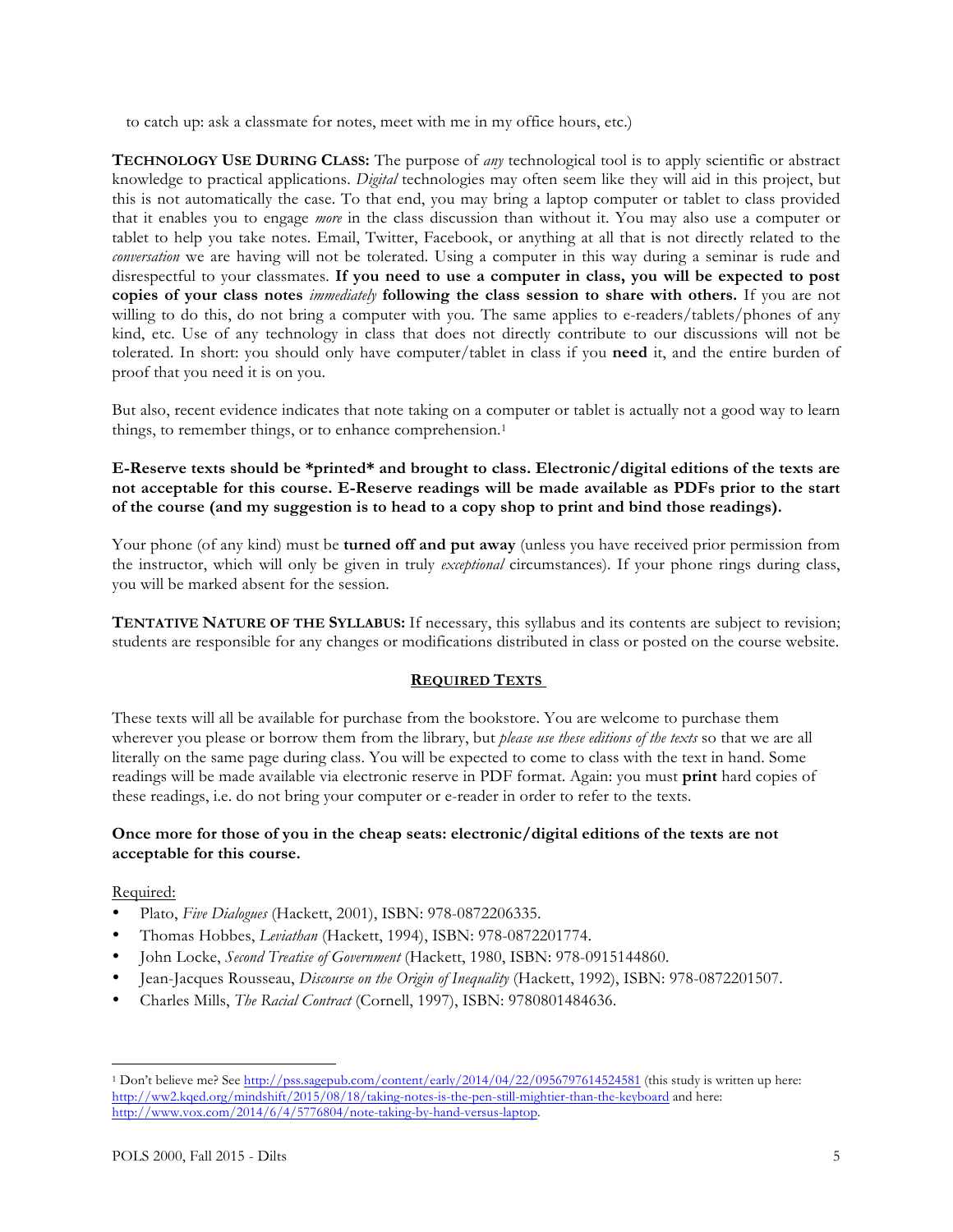to catch up: ask a classmate for notes, meet with me in my office hours, etc.)

**TECHNOLOGY USE DURING CLASS:** The purpose of *any* technological tool is to apply scientific or abstract knowledge to practical applications. *Digital* technologies may often seem like they will aid in this project, but this is not automatically the case. To that end, you may bring a laptop computer or tablet to class provided that it enables you to engage *more* in the class discussion than without it. You may also use a computer or tablet to help you take notes. Email, Twitter, Facebook, or anything at all that is not directly related to the *conversation* we are having will not be tolerated. Using a computer in this way during a seminar is rude and disrespectful to your classmates. **If you need to use a computer in class, you will be expected to post copies of your class notes *immediately* following the class session to share with others.** If you are not willing to do this, do not bring a computer with you. The same applies to e-readers/tablets/phones of any kind, etc. Use of any technology in class that does not directly contribute to our discussions will not be tolerated. In short: you should only have computer/tablet in class if you **need** it, and the entire burden of proof that you need it is on you.

But also, recent evidence indicates that note taking on a computer or tablet is actually not a good way to learn things, to remember things, or to enhance comprehension.[1]

**E-Reserve texts should be *printed* and brought to class. Electronic/digital editions of the texts are not acceptable for this course. E-Reserve readings will be made available as PDFs prior to the start of the course (and my suggestion is to head to a copy shop to print and bind those readings).**

Your phone (of any kind) must be **turned off and put away** (unless you have received prior permission from the instructor, which will only be given in truly *exceptional* circumstances). If your phone rings during class, you will be marked absent for the session.

**TENTATIVE NATURE OF THE SYLLABUS:** If necessary, this syllabus and its contents are subject to revision; students are responsible for any changes or modifications distributed in class or posted on the course website.

## REQUIRED TEXTS

These texts will all be available for purchase from the bookstore. You are welcome to purchase them wherever you please or borrow them from the library, but *please use these editions of the texts* so that we are all literally on the same page during class. You will be expected to come to class with the text in hand. Some readings will be made available via electronic reserve in PDF format. Again: you must **print** hard copies of these readings, i.e. do not bring your computer or e-reader in order to refer to the texts.

**Once more for those of you in the cheap seats: electronic/digital editions of the texts are not acceptable for this course.**

Required:

- Plato, *Five Dialogues* (Hackett, 2001), ISBN: 978-0872206335.
- Thomas Hobbes, *Leviathan* (Hackett, 1994), ISBN: 978-0872201774.
- John Locke, *Second Treatise of Government* (Hackett, 1980, ISBN: 978-0915144860.
- Jean-Jacques Rousseau, *Discourse on the Origin of Inequality* (Hackett, 1992), ISBN: 978-0872201507.
- Charles Mills, *The Racial Contract* (Cornell, 1997), ISBN: 9780801484636.

---

[1] Don't believe me? See http://pss.sagepub.com/content/early/2014/04/22/0956797614524581 (this study is written up here: http://ww2.kqed.org/mindshift/2015/08/18/taking-notes-is-the-pen-still-mightier-than-the-keyboard and here: http://www.vox.com/2014/6/4/5776804/note-taking-by-hand-versus-laptop.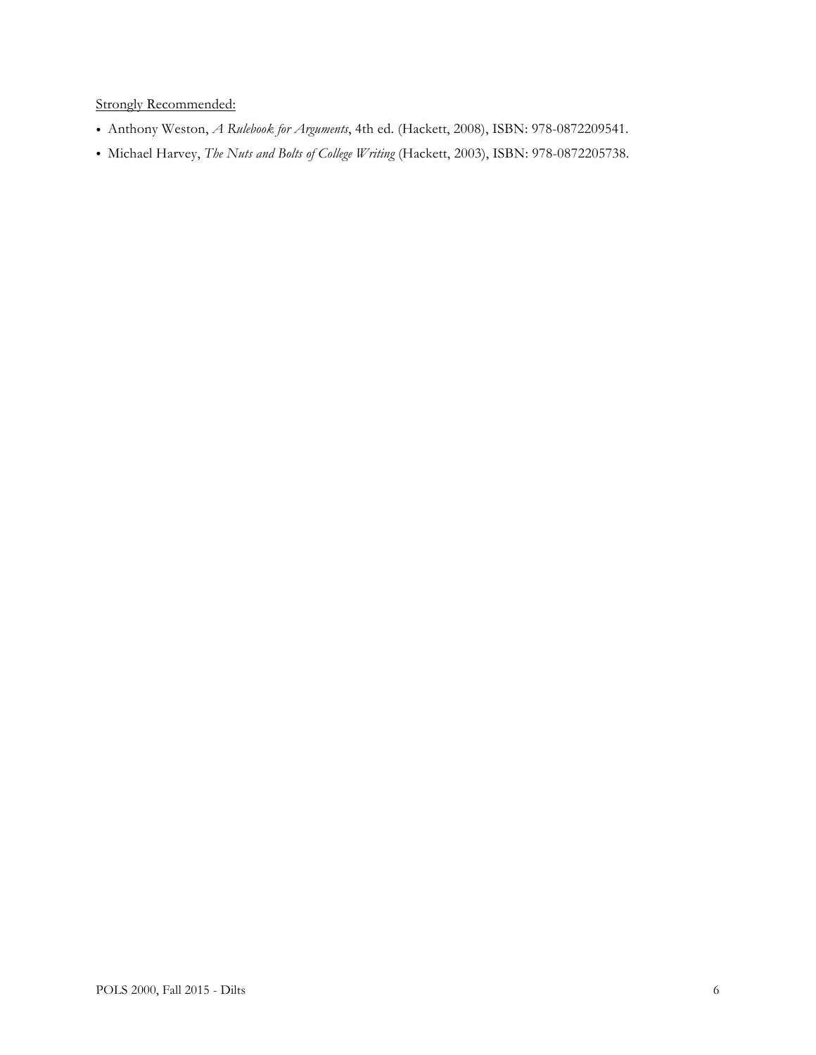<u>Strongly Recommended:</u>

- Anthony Weston, *A Rulebook for Arguments*, 4th ed. (Hackett, 2008), ISBN: 978-0872209541.
- Michael Harvey, *The Nuts and Bolts of College Writing* (Hackett, 2003), ISBN: 978-0872205738.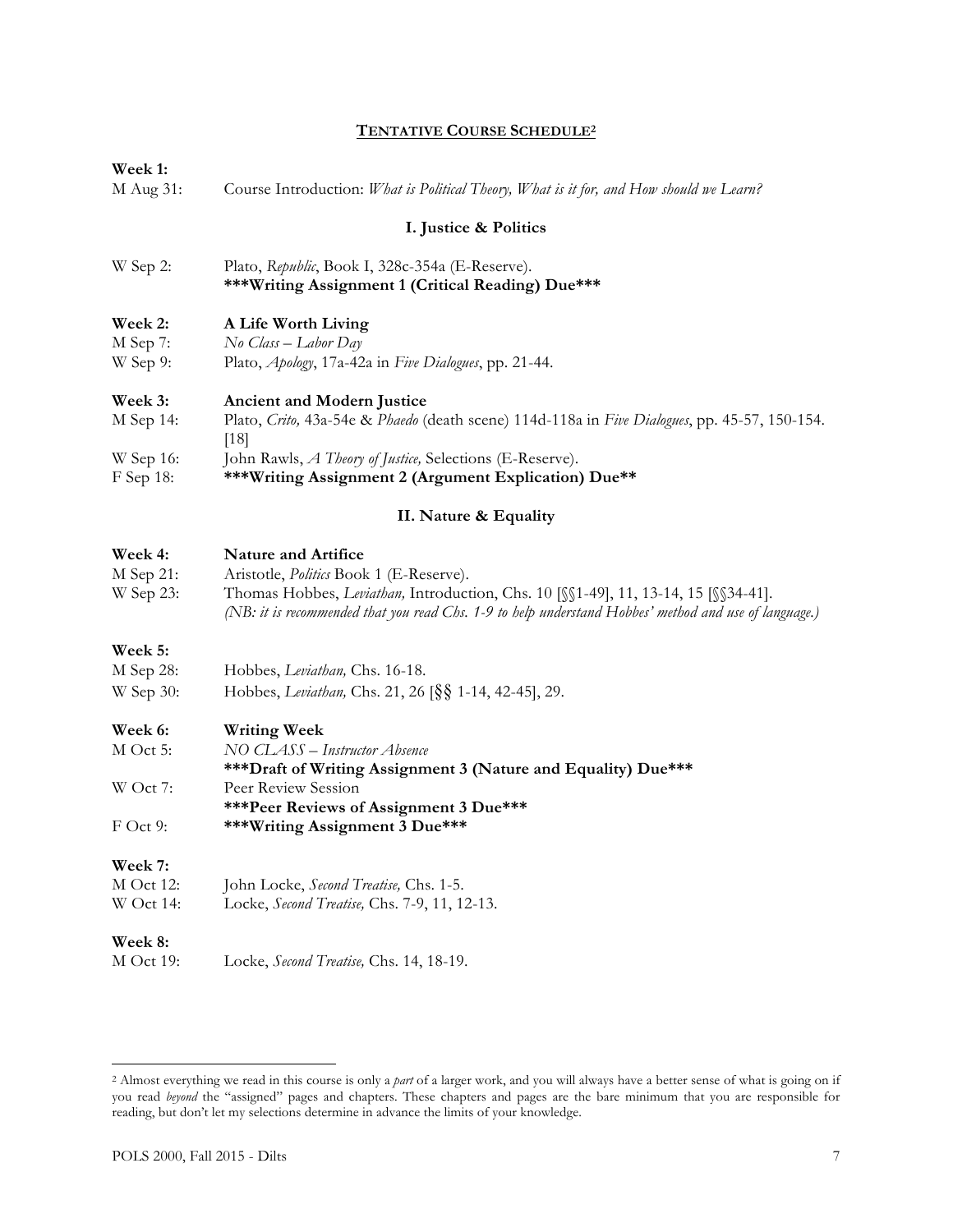## TENTATIVE COURSE SCHEDULE[2]

**Week 1:**
M Aug 31: Course Introduction: *What is Political Theory, What is it for, and How should we Learn?*

### I. Justice & Politics

W Sep 2: Plato, *Republic*, Book I, 328c-354a (E-Reserve).
**\*\*\*Writing Assignment 1 (Critical Reading) Due\*\*\***

**Week 2: A Life Worth Living**
M Sep 7: *No Class – Labor Day*
W Sep 9: Plato, *Apology*, 17a-42a in *Five Dialogues*, pp. 21-44.

**Week 3: Ancient and Modern Justice**
M Sep 14: Plato, *Crito,* 43a-54e & *Phaedo* (death scene) 114d-118a in *Five Dialogues*, pp. 45-57, 150-154. [18]
W Sep 16: John Rawls, *A Theory of Justice,* Selections (E-Reserve).
F Sep 18: **\*\*\*Writing Assignment 2 (Argument Explication) Due\*\***

### II. Nature & Equality

**Week 4: Nature and Artifice**
M Sep 21: Aristotle, *Politics* Book 1 (E-Reserve).
W Sep 23: Thomas Hobbes, *Leviathan,* Introduction, Chs. 10 [§§1-49], 11, 13-14, 15 [§§34-41].
*(NB: it is recommended that you read Chs. 1-9 to help understand Hobbes' method and use of language.)*

**Week 5:**
M Sep 28: Hobbes, *Leviathan,* Chs. 16-18.
W Sep 30: Hobbes, *Leviathan,* Chs. 21, 26 [§§ 1-14, 42-45], 29.

**Week 6: Writing Week**
M Oct 5: *NO CLASS – Instructor Absence*
**\*\*\*Draft of Writing Assignment 3 (Nature and Equality) Due\*\*\***
W Oct 7: Peer Review Session
**\*\*\*Peer Reviews of Assignment 3 Due\*\*\***
F Oct 9: **\*\*\*Writing Assignment 3 Due\*\*\***

**Week 7:**
M Oct 12: John Locke, *Second Treatise,* Chs. 1-5.
W Oct 14: Locke, *Second Treatise,* Chs. 7-9, 11, 12-13.

**Week 8:**
M Oct 19: Locke, *Second Treatise,* Chs. 14, 18-19.

---

[2] Almost everything we read in this course is only a *part* of a larger work, and you will always have a better sense of what is going on if you read *beyond* the "assigned" pages and chapters. These chapters and pages are the bare minimum that you are responsible for reading, but don't let my selections determine in advance the limits of your knowledge.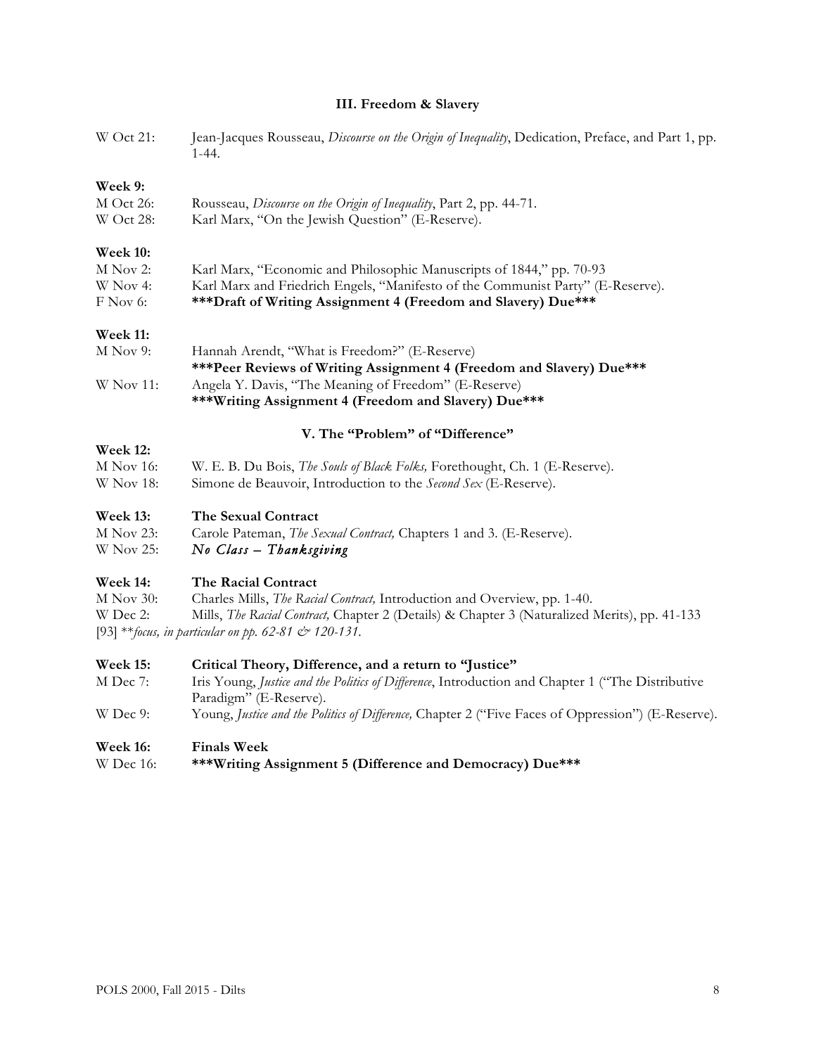### III. Freedom & Slavery

W Oct 21: Jean-Jacques Rousseau, *Discourse on the Origin of Inequality*, Dedication, Preface, and Part 1, pp. 1-44.

**Week 9:**

M Oct 26: Rousseau, *Discourse on the Origin of Inequality*, Part 2, pp. 44-71.

W Oct 28: Karl Marx, "On the Jewish Question" (E-Reserve).

**Week 10:**

M Nov 2: Karl Marx, "Economic and Philosophic Manuscripts of 1844," pp. 70-93

W Nov 4: Karl Marx and Friedrich Engels, "Manifesto of the Communist Party" (E-Reserve).

F Nov 6: **\*\*\*Draft of Writing Assignment 4 (Freedom and Slavery) Due\*\*\***

**Week 11:**

M Nov 9: Hannah Arendt, "What is Freedom?" (E-Reserve)
**\*\*\*Peer Reviews of Writing Assignment 4 (Freedom and Slavery) Due\*\*\***

W Nov 11: Angela Y. Davis, "The Meaning of Freedom" (E-Reserve)
**\*\*\*Writing Assignment 4 (Freedom and Slavery) Due\*\*\***

### V. The "Problem" of "Difference"

**Week 12:**

M Nov 16: W. E. B. Du Bois, *The Souls of Black Folks,* Forethought, Ch. 1 (E-Reserve).

W Nov 18: Simone de Beauvoir, Introduction to the *Second Sex* (E-Reserve).

**Week 13: The Sexual Contract**

M Nov 23: Carole Pateman, *The Sexual Contract,* Chapters 1 and 3. (E-Reserve).

W Nov 25: ***No Class – Thanksgiving***

**Week 14: The Racial Contract**

M Nov 30: Charles Mills, *The Racial Contract,* Introduction and Overview, pp. 1-40.

W Dec 2: Mills, *The Racial Contract,* Chapter 2 (Details) & Chapter 3 (Naturalized Merits), pp. 41-133 [93] *\*\*focus, in particular on pp. 62-81 & 120-131.*

**Week 15: Critical Theory, Difference, and a return to "Justice"**

M Dec 7: Iris Young, *Justice and the Politics of Difference*, Introduction and Chapter 1 ("The Distributive Paradigm" (E-Reserve).

W Dec 9: Young, *Justice and the Politics of Difference,* Chapter 2 ("Five Faces of Oppression") (E-Reserve).

**Week 16: Finals Week**

W Dec 16: **\*\*\*Writing Assignment 5 (Difference and Democracy) Due\*\*\***